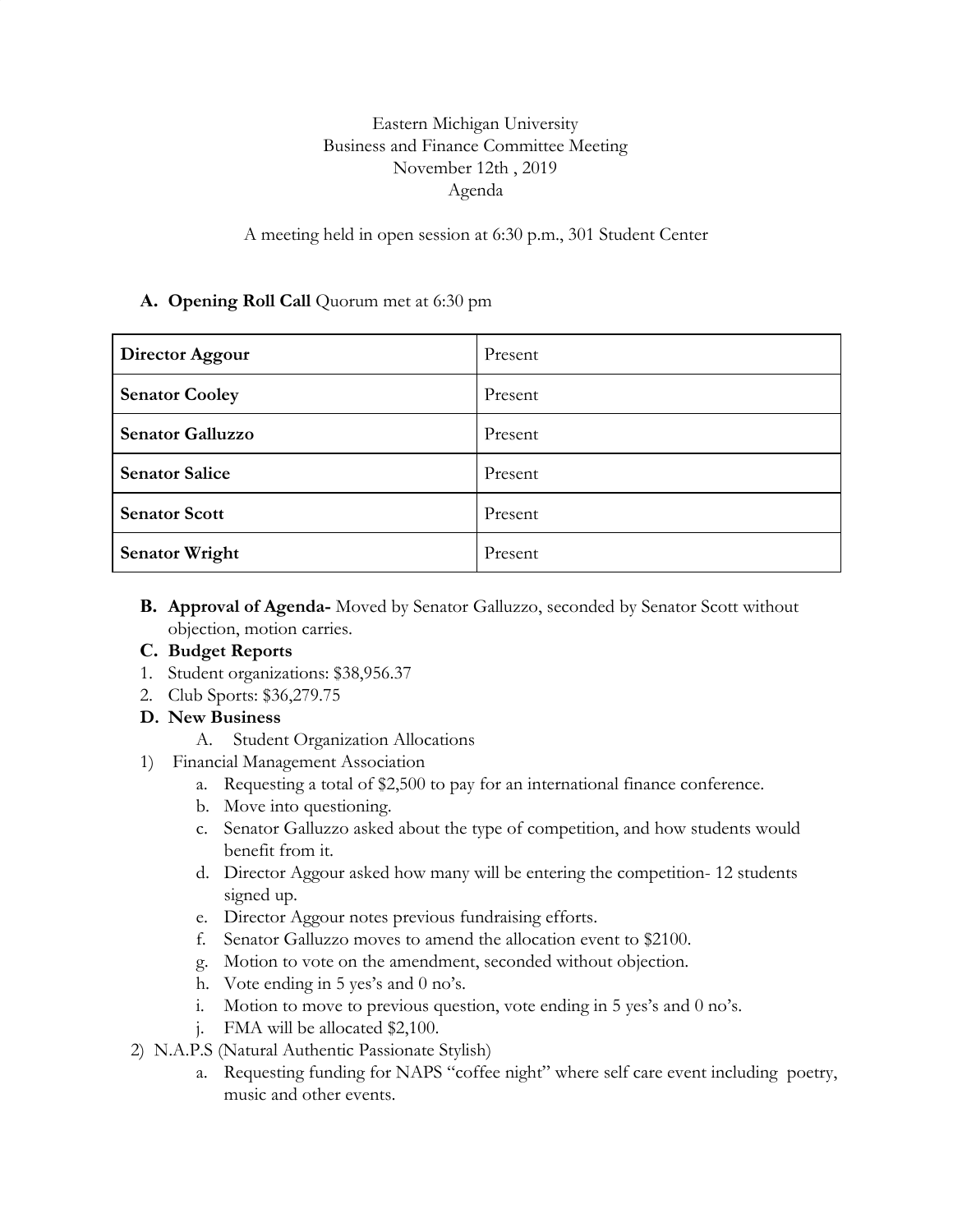Eastern Michigan University
Business and Finance Committee Meeting
November 12th , 2019
Agenda

A meeting held in open session at 6:30 p.m., 301 Student Center

**A. Opening Roll Call** Quorum met at 6:30 pm

| | |
|---|---|
| **Director Aggour** | Present |
| **Senator Cooley** | Present |
| **Senator Galluzzo** | Present |
| **Senator Salice** | Present |
| **Senator Scott** | Present |
| **Senator Wright** | Present |

**B. Approval of Agenda-** Moved by Senator Galluzzo, seconded by Senator Scott without objection, motion carries.

**C. Budget Reports**

1. Student organizations: $38,956.37
2. Club Sports: $36,279.75

**D. New Business**

A. Student Organization Allocations

1) Financial Management Association
   a. Requesting a total of $2,500 to pay for an international finance conference.
   b. Move into questioning.
   c. Senator Galluzzo asked about the type of competition, and how students would benefit from it.
   d. Director Aggour asked how many will be entering the competition- 12 students signed up.
   e. Director Aggour notes previous fundraising efforts.
   f. Senator Galluzzo moves to amend the allocation event to $2100.
   g. Motion to vote on the amendment, seconded without objection.
   h. Vote ending in 5 yes's and 0 no's.
   i. Motion to move to previous question, vote ending in 5 yes's and 0 no's.
   j. FMA will be allocated $2,100.

2) N.A.P.S (Natural Authentic Passionate Stylish)
   a. Requesting funding for NAPS "coffee night" where self care event including poetry, music and other events.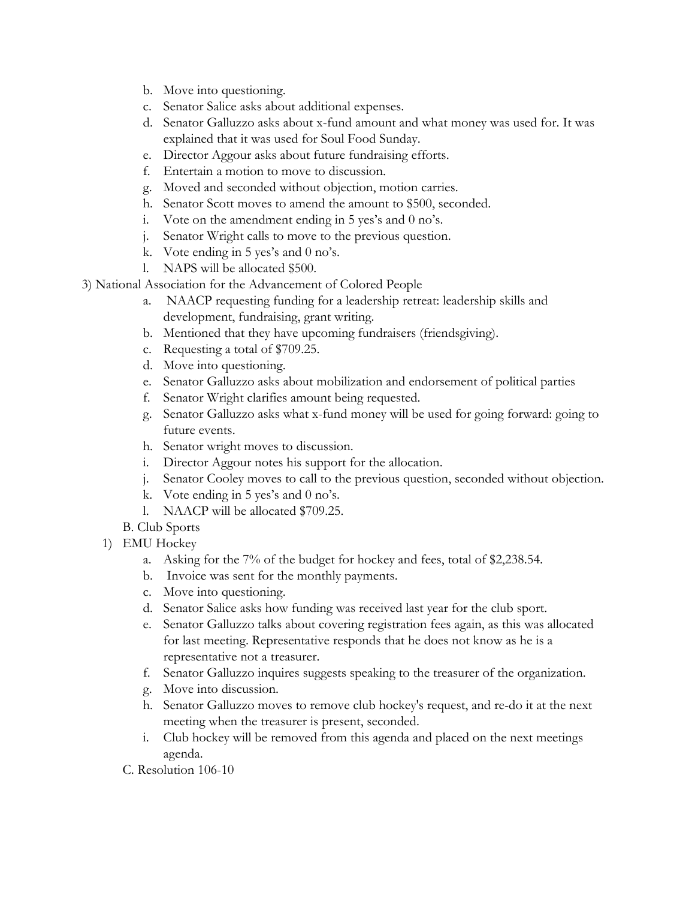b. Move into questioning.
c. Senator Salice asks about additional expenses.
d. Senator Galluzzo asks about x-fund amount and what money was used for. It was explained that it was used for Soul Food Sunday.
e. Director Aggour asks about future fundraising efforts.
f. Entertain a motion to move to discussion.
g. Moved and seconded without objection, motion carries.
h. Senator Scott moves to amend the amount to $500, seconded.
i. Vote on the amendment ending in 5 yes's and 0 no's.
j. Senator Wright calls to move to the previous question.
k. Vote ending in 5 yes's and 0 no's.
l. NAPS will be allocated $500.

3) National Association for the Advancement of Colored People

a. NAACP requesting funding for a leadership retreat: leadership skills and development, fundraising, grant writing.
b. Mentioned that they have upcoming fundraisers (friendsgiving).
c. Requesting a total of $709.25.
d. Move into questioning.
e. Senator Galluzzo asks about mobilization and endorsement of political parties
f. Senator Wright clarifies amount being requested.
g. Senator Galluzzo asks what x-fund money will be used for going forward: going to future events.
h. Senator wright moves to discussion.
i. Director Aggour notes his support for the allocation.
j. Senator Cooley moves to call to the previous question, seconded without objection.
k. Vote ending in 5 yes's and 0 no's.
l. NAACP will be allocated $709.25.

B. Club Sports

1) EMU Hockey

a. Asking for the 7% of the budget for hockey and fees, total of $2,238.54.
b. Invoice was sent for the monthly payments.
c. Move into questioning.
d. Senator Salice asks how funding was received last year for the club sport.
e. Senator Galluzzo talks about covering registration fees again, as this was allocated for last meeting. Representative responds that he does not know as he is a representative not a treasurer.
f. Senator Galluzzo inquires suggests speaking to the treasurer of the organization.
g. Move into discussion.
h. Senator Galluzzo moves to remove club hockey's request, and re-do it at the next meeting when the treasurer is present, seconded.
i. Club hockey will be removed from this agenda and placed on the next meetings agenda.

C. Resolution 106-10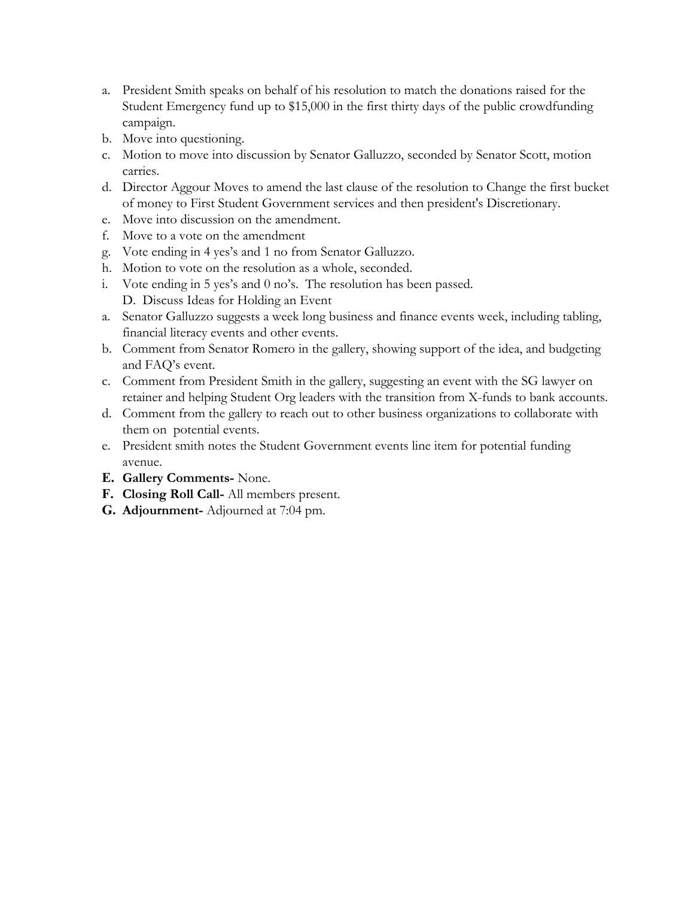a. President Smith speaks on behalf of his resolution to match the donations raised for the Student Emergency fund up to $15,000 in the first thirty days of the public crowdfunding campaign.
b. Move into questioning.
c. Motion to move into discussion by Senator Galluzzo, seconded by Senator Scott, motion carries.
d. Director Aggour Moves to amend the last clause of the resolution to Change the first bucket of money to First Student Government services and then president's Discretionary.
e. Move into discussion on the amendment.
f. Move to a vote on the amendment
g. Vote ending in 4 yes's and 1 no from Senator Galluzzo.
h. Motion to vote on the resolution as a whole, seconded.
i. Vote ending in 5 yes's and 0 no's. The resolution has been passed.

D. Discuss Ideas for Holding an Event

a. Senator Galluzzo suggests a week long business and finance events week, including tabling, financial literacy events and other events.
b. Comment from Senator Romero in the gallery, showing support of the idea, and budgeting and FAQ's event.
c. Comment from President Smith in the gallery, suggesting an event with the SG lawyer on retainer and helping Student Org leaders with the transition from X-funds to bank accounts.
d. Comment from the gallery to reach out to other business organizations to collaborate with them on potential events.
e. President smith notes the Student Government events line item for potential funding avenue.

**E. Gallery Comments-** None.

**F. Closing Roll Call-** All members present.

**G. Adjournment-** Adjourned at 7:04 pm.